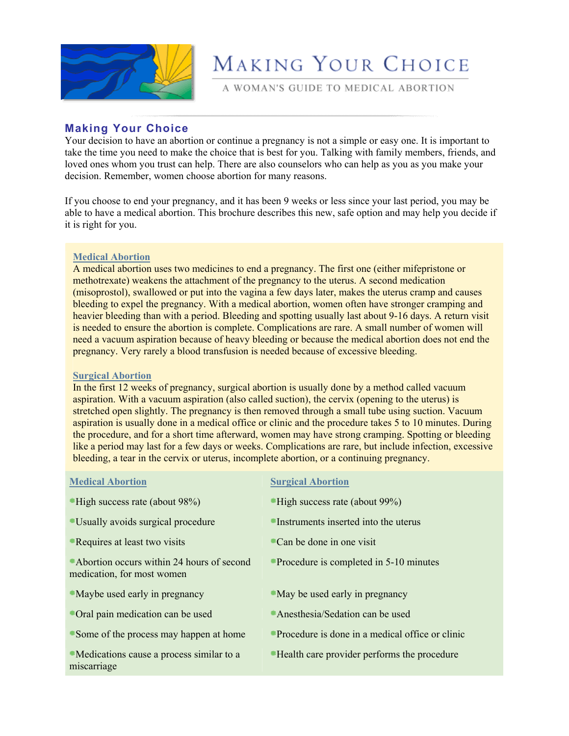# Making Your Choice

A WOMAN'S GUIDE TO MEDICAL ABORTION

## Making Your Choice

Your decision to have an abortion or continue a pregnancy is not a simple or easy one. It is important to take the time you need to make the choice that is best for you. Talking with family members, friends, and loved ones whom you trust can help. There are also counselors who can help as you as you make your decision. Remember, women choose abortion for many reasons.

If you choose to end your pregnancy, and it has been 9 weeks or less since your last period, you may be able to have a medical abortion. This brochure describes this new, safe option and may help you decide if it is right for you.

### Medical Abortion

A medical abortion uses two medicines to end a pregnancy. The first one (either mifepristone or methotrexate) weakens the attachment of the pregnancy to the uterus. A second medication (misoprostol), swallowed or put into the vagina a few days later, makes the uterus cramp and causes bleeding to expel the pregnancy. With a medical abortion, women often have stronger cramping and heavier bleeding than with a period. Bleeding and spotting usually last about 9-16 days. A return visit is needed to ensure the abortion is complete. Complications are rare. A small number of women will need a vacuum aspiration because of heavy bleeding or because the medical abortion does not end the pregnancy. Very rarely a blood transfusion is needed because of excessive bleeding.

### Surgical Abortion

In the first 12 weeks of pregnancy, surgical abortion is usually done by a method called vacuum aspiration. With a vacuum aspiration (also called suction), the cervix (opening to the uterus) is stretched open slightly. The pregnancy is then removed through a small tube using suction. Vacuum aspiration is usually done in a medical office or clinic and the procedure takes 5 to 10 minutes. During the procedure, and for a short time afterward, women may have strong cramping. Spotting or bleeding like a period may last for a few days or weeks. Complications are rare, but include infection, excessive bleeding, a tear in the cervix or uterus, incomplete abortion, or a continuing pregnancy.

| Medical Abortion | Surgical Abortion |
| --- | --- |
| High success rate (about 98%) | High success rate (about 99%) |
| Usually avoids surgical procedure | Instruments inserted into the uterus |
| Requires at least two visits | Can be done in one visit |
| Abortion occurs within 24 hours of second medication, for most women | Procedure is completed in 5-10 minutes |
| Maybe used early in pregnancy | May be used early in pregnancy |
| Oral pain medication can be used | Anesthesia/Sedation can be used |
| Some of the process may happen at home | Procedure is done in a medical office or clinic |
| Medications cause a process similar to a miscarriage | Health care provider performs the procedure |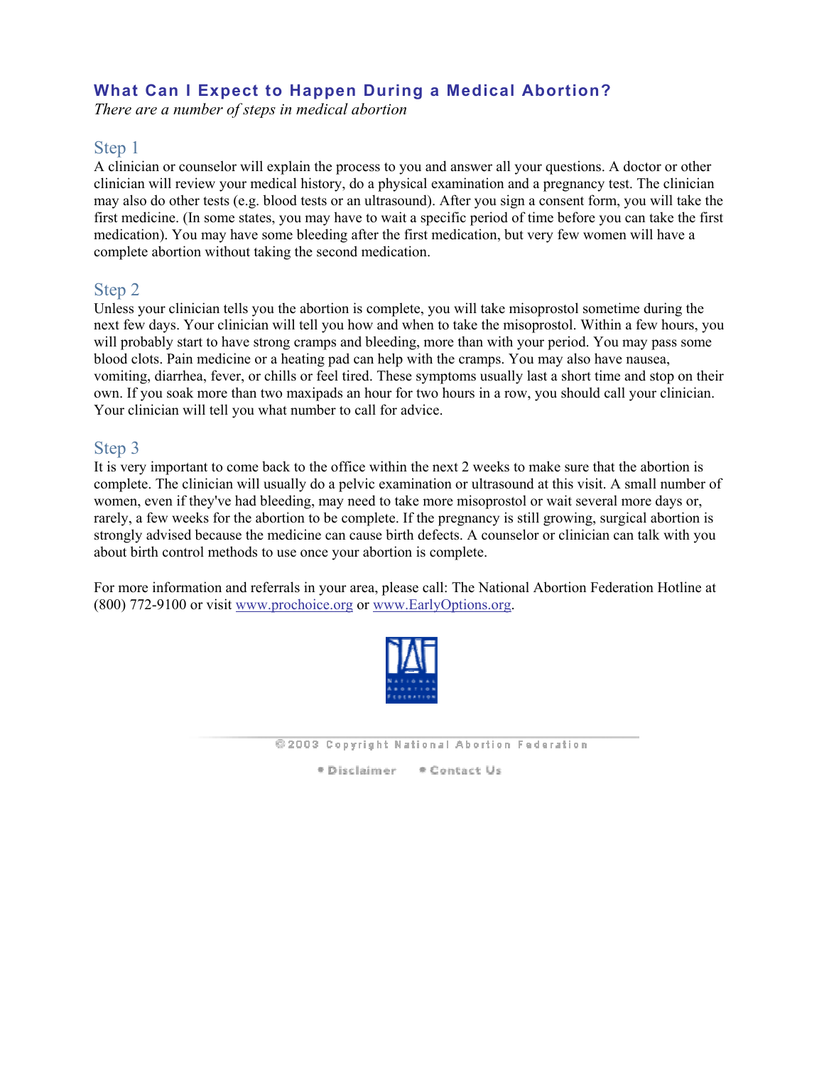## What Can I Expect to Happen During a Medical Abortion?

*There are a number of steps in medical abortion*

### Step 1

A clinician or counselor will explain the process to you and answer all your questions. A doctor or other clinician will review your medical history, do a physical examination and a pregnancy test. The clinician may also do other tests (e.g. blood tests or an ultrasound). After you sign a consent form, you will take the first medicine. (In some states, you may have to wait a specific period of time before you can take the first medication). You may have some bleeding after the first medication, but very few women will have a complete abortion without taking the second medication.

### Step 2

Unless your clinician tells you the abortion is complete, you will take misoprostol sometime during the next few days. Your clinician will tell you how and when to take the misoprostol. Within a few hours, you will probably start to have strong cramps and bleeding, more than with your period. You may pass some blood clots. Pain medicine or a heating pad can help with the cramps. You may also have nausea, vomiting, diarrhea, fever, or chills or feel tired. These symptoms usually last a short time and stop on their own. If you soak more than two maxipads an hour for two hours in a row, you should call your clinician. Your clinician will tell you what number to call for advice.

### Step 3

It is very important to come back to the office within the next 2 weeks to make sure that the abortion is complete. The clinician will usually do a pelvic examination or ultrasound at this visit. A small number of women, even if they've had bleeding, may need to take more misoprostol or wait several more days or, rarely, a few weeks for the abortion to be complete. If the pregnancy is still growing, surgical abortion is strongly advised because the medicine can cause birth defects. A counselor or clinician can talk with you about birth control methods to use once your abortion is complete.

For more information and referrals in your area, please call: The National Abortion Federation Hotline at (800) 772-9100 or visit www.prochoice.org or www.EarlyOptions.org.

©2003 Copyright National Abortion Federation

• Disclaimer • Contact Us